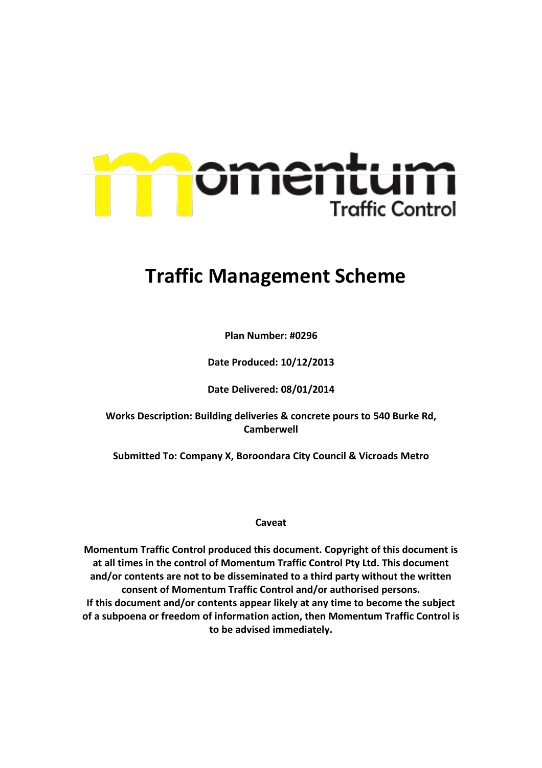momentum
Traffic Control

# Traffic Management Scheme

**Plan Number: #0296**

**Date Produced: 10/12/2013**

**Date Delivered: 08/01/2014**

**Works Description: Building deliveries & concrete pours to 540 Burke Rd, Camberwell**

**Submitted To: Company X, Boroondara City Council & Vicroads Metro**

**Caveat**

**Momentum Traffic Control produced this document. Copyright of this document is at all times in the control of Momentum Traffic Control Pty Ltd. This document and/or contents are not to be disseminated to a third party without the written consent of Momentum Traffic Control and/or authorised persons.**
**If this document and/or contents appear likely at any time to become the subject of a subpoena or freedom of information action, then Momentum Traffic Control is to be advised immediately.**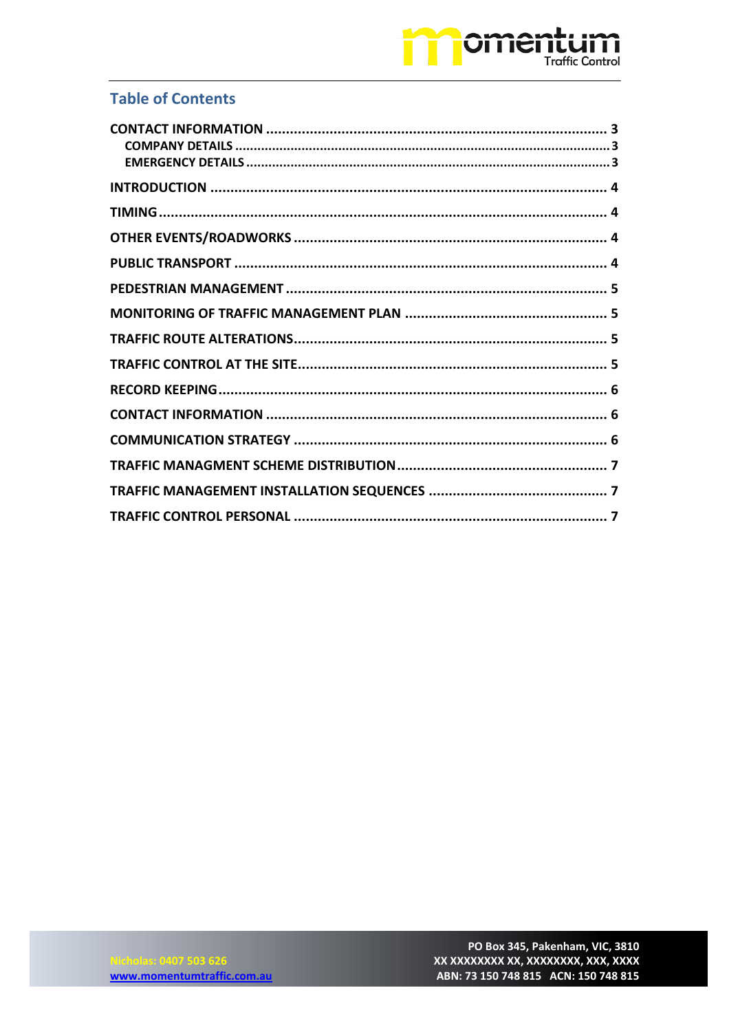## Table of Contents

| | |
|---|---|
| **CONTACT INFORMATION** | **3** |
| **COMPANY DETAILS** | **3** |
| **EMERGENCY DETAILS** | **3** |
| **INTRODUCTION** | **4** |
| **TIMING** | **4** |
| **OTHER EVENTS/ROADWORKS** | **4** |
| **PUBLIC TRANSPORT** | **4** |
| **PEDESTRIAN MANAGEMENT** | **5** |
| **MONITORING OF TRAFFIC MANAGEMENT PLAN** | **5** |
| **TRAFFIC ROUTE ALTERATIONS** | **5** |
| **TRAFFIC CONTROL AT THE SITE** | **5** |
| **RECORD KEEPING** | **6** |
| **CONTACT INFORMATION** | **6** |
| **COMMUNICATION STRATEGY** | **6** |
| **TRAFFIC MANAGMENT SCHEME DISTRIBUTION** | **7** |
| **TRAFFIC MANAGEMENT INSTALLATION SEQUENCES** | **7** |
| **TRAFFIC CONTROL PERSONAL** | **7** |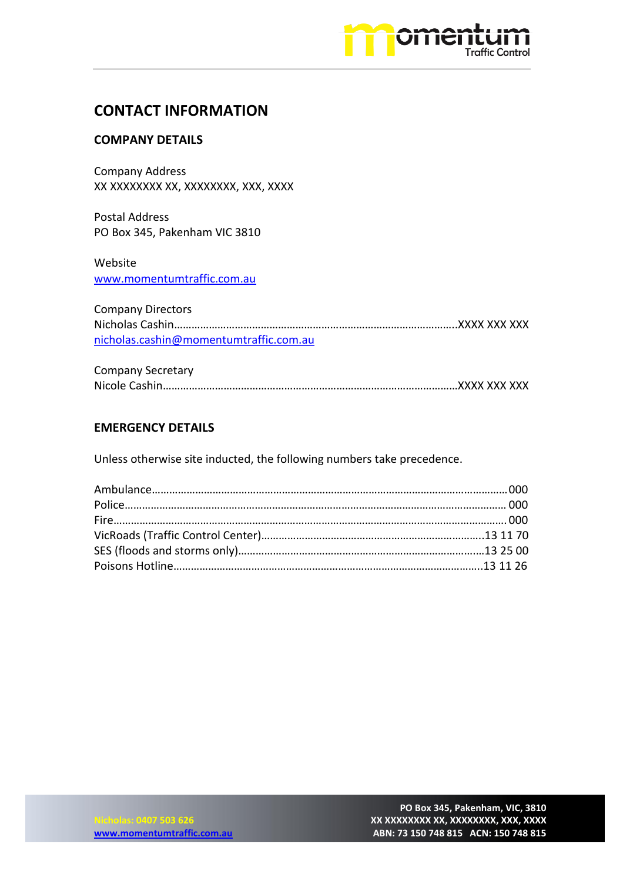# CONTACT INFORMATION

## COMPANY DETAILS

Company Address
XX XXXXXXXX XX, XXXXXXXX, XXX, XXXX

Postal Address
PO Box 345, Pakenham VIC 3810

Website
www.momentumtraffic.com.au

Company Directors
Nicholas Cashin……………………………………………………………………………………XXXX XXX XXX
nicholas.cashin@momentumtraffic.com.au

Company Secretary
Nicole Cashin………………………………………………………………………………………XXXX XXX XXX

## EMERGENCY DETAILS

Unless otherwise site inducted, the following numbers take precedence.

Ambulance…………………………………………………………………………………………………000
Police………………………………………………………………………………………………………000
Fire…………………………………………………………………………………………………………000
VicRoads (Traffic Control Center)………………………………………………………………13 11 70
SES (floods and storms only)……………………………………………………………………13 25 00
Poisons Hotline……………………………………………………………………………………13 11 26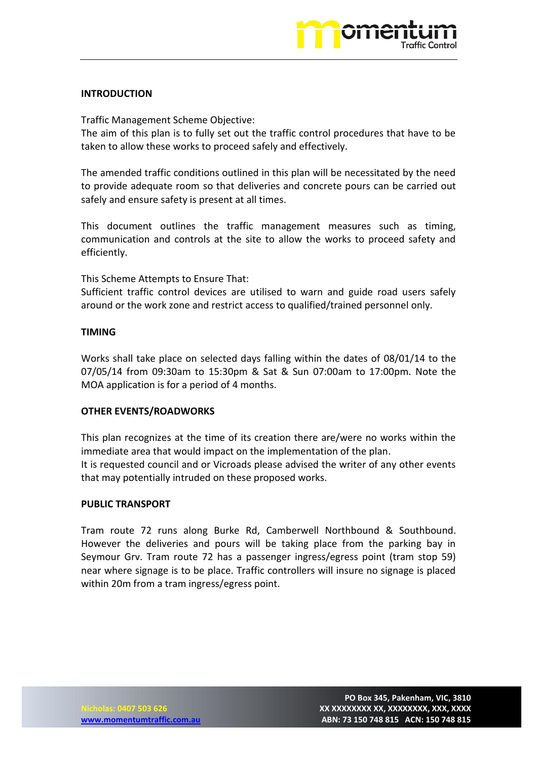## INTRODUCTION

Traffic Management Scheme Objective:
The aim of this plan is to fully set out the traffic control procedures that have to be taken to allow these works to proceed safely and effectively.

The amended traffic conditions outlined in this plan will be necessitated by the need to provide adequate room so that deliveries and concrete pours can be carried out safely and ensure safety is present at all times.

This document outlines the traffic management measures such as timing, communication and controls at the site to allow the works to proceed safety and efficiently.

This Scheme Attempts to Ensure That:
Sufficient traffic control devices are utilised to warn and guide road users safely around or the work zone and restrict access to qualified/trained personnel only.

## TIMING

Works shall take place on selected days falling within the dates of 08/01/14 to the 07/05/14 from 09:30am to 15:30pm & Sat & Sun 07:00am to 17:00pm. Note the MOA application is for a period of 4 months.

## OTHER EVENTS/ROADWORKS

This plan recognizes at the time of its creation there are/were no works within the immediate area that would impact on the implementation of the plan.
It is requested council and or Vicroads please advised the writer of any other events that may potentially intruded on these proposed works.

## PUBLIC TRANSPORT

Tram route 72 runs along Burke Rd, Camberwell Northbound & Southbound. However the deliveries and pours will be taking place from the parking bay in Seymour Grv. Tram route 72 has a passenger ingress/egress point (tram stop 59) near where signage is to be place. Traffic controllers will insure no signage is placed within 20m from a tram ingress/egress point.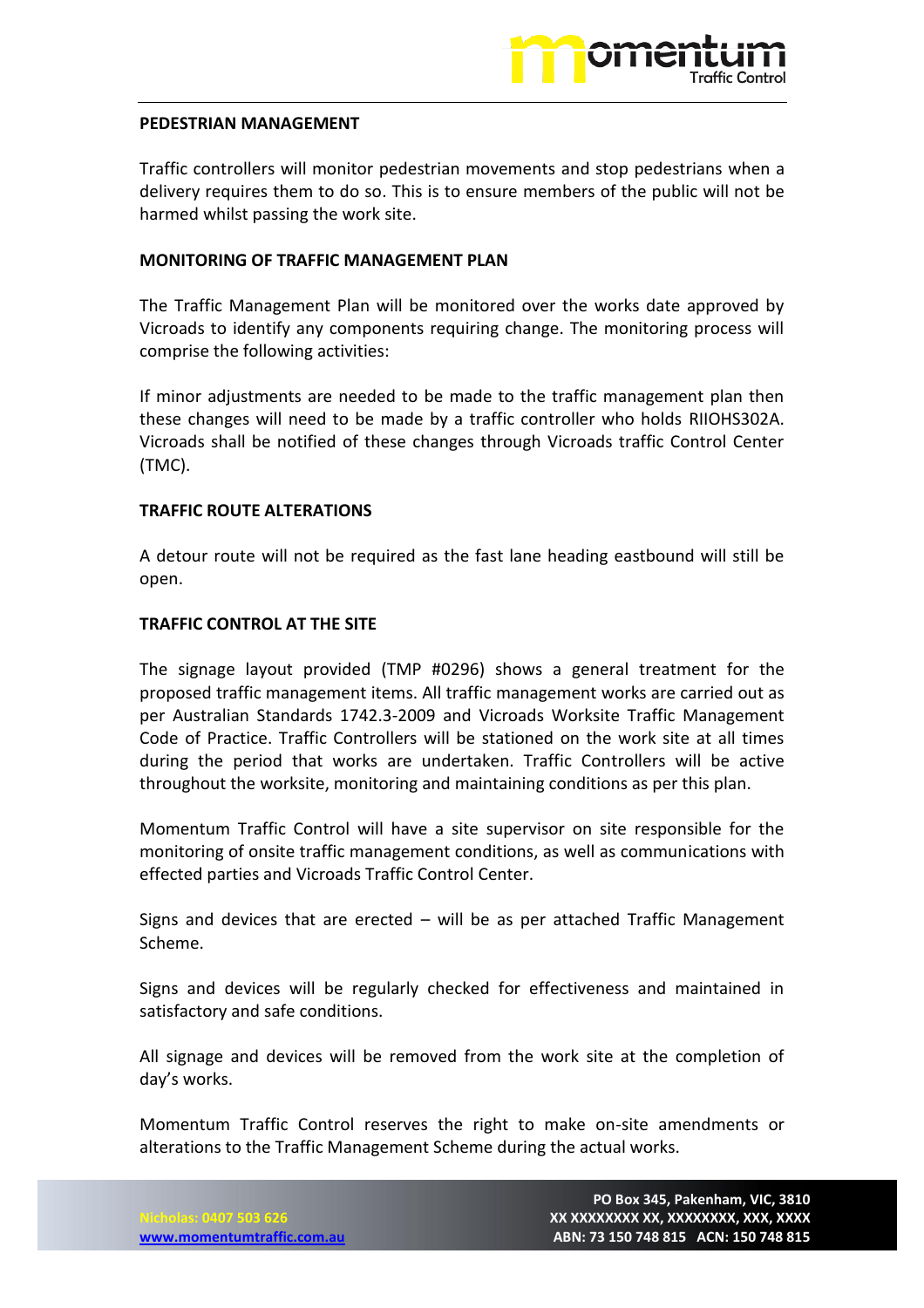## PEDESTRIAN MANAGEMENT

Traffic controllers will monitor pedestrian movements and stop pedestrians when a delivery requires them to do so. This is to ensure members of the public will not be harmed whilst passing the work site.

## MONITORING OF TRAFFIC MANAGEMENT PLAN

The Traffic Management Plan will be monitored over the works date approved by Vicroads to identify any components requiring change. The monitoring process will comprise the following activities:

If minor adjustments are needed to be made to the traffic management plan then these changes will need to be made by a traffic controller who holds RIIOHS302A. Vicroads shall be notified of these changes through Vicroads traffic Control Center (TMC).

## TRAFFIC ROUTE ALTERATIONS

A detour route will not be required as the fast lane heading eastbound will still be open.

## TRAFFIC CONTROL AT THE SITE

The signage layout provided (TMP #0296) shows a general treatment for the proposed traffic management items. All traffic management works are carried out as per Australian Standards 1742.3-2009 and Vicroads Worksite Traffic Management Code of Practice. Traffic Controllers will be stationed on the work site at all times during the period that works are undertaken. Traffic Controllers will be active throughout the worksite, monitoring and maintaining conditions as per this plan.

Momentum Traffic Control will have a site supervisor on site responsible for the monitoring of onsite traffic management conditions, as well as communications with effected parties and Vicroads Traffic Control Center.

Signs and devices that are erected – will be as per attached Traffic Management Scheme.

Signs and devices will be regularly checked for effectiveness and maintained in satisfactory and safe conditions.

All signage and devices will be removed from the work site at the completion of day's works.

Momentum Traffic Control reserves the right to make on-site amendments or alterations to the Traffic Management Scheme during the actual works.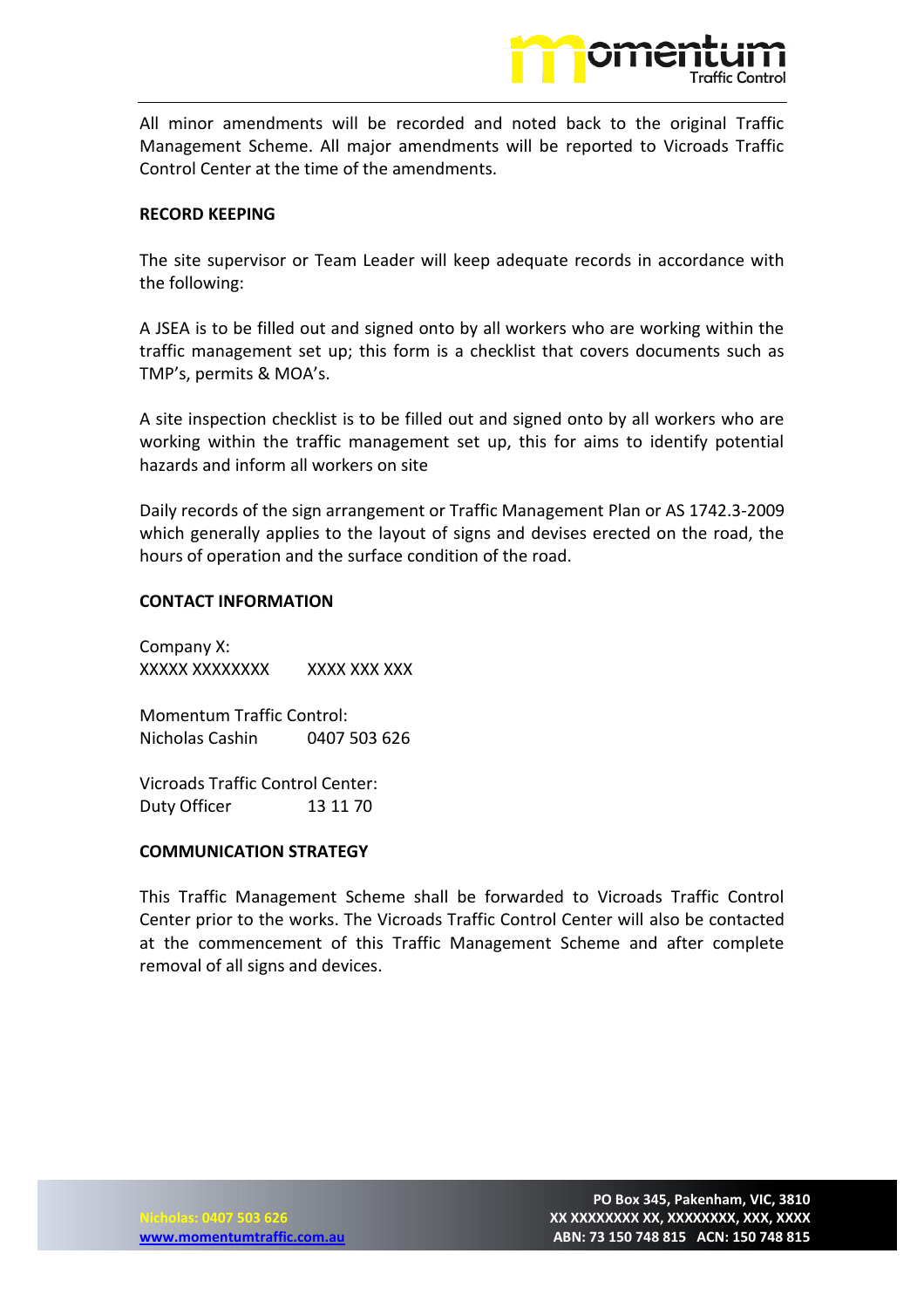All minor amendments will be recorded and noted back to the original Traffic Management Scheme. All major amendments will be reported to Vicroads Traffic Control Center at the time of the amendments.

**RECORD KEEPING**

The site supervisor or Team Leader will keep adequate records in accordance with the following:

A JSEA is to be filled out and signed onto by all workers who are working within the traffic management set up; this form is a checklist that covers documents such as TMP's, permits & MOA's.

A site inspection checklist is to be filled out and signed onto by all workers who are working within the traffic management set up, this for aims to identify potential hazards and inform all workers on site

Daily records of the sign arrangement or Traffic Management Plan or AS 1742.3-2009 which generally applies to the layout of signs and devises erected on the road, the hours of operation and the surface condition of the road.

**CONTACT INFORMATION**

Company X:
XXXXX XXXXXXXX    XXXX XXX XXX

Momentum Traffic Control:
Nicholas Cashin    0407 503 626

Vicroads Traffic Control Center:
Duty Officer    13 11 70

**COMMUNICATION STRATEGY**

This Traffic Management Scheme shall be forwarded to Vicroads Traffic Control Center prior to the works. The Vicroads Traffic Control Center will also be contacted at the commencement of this Traffic Management Scheme and after complete removal of all signs and devices.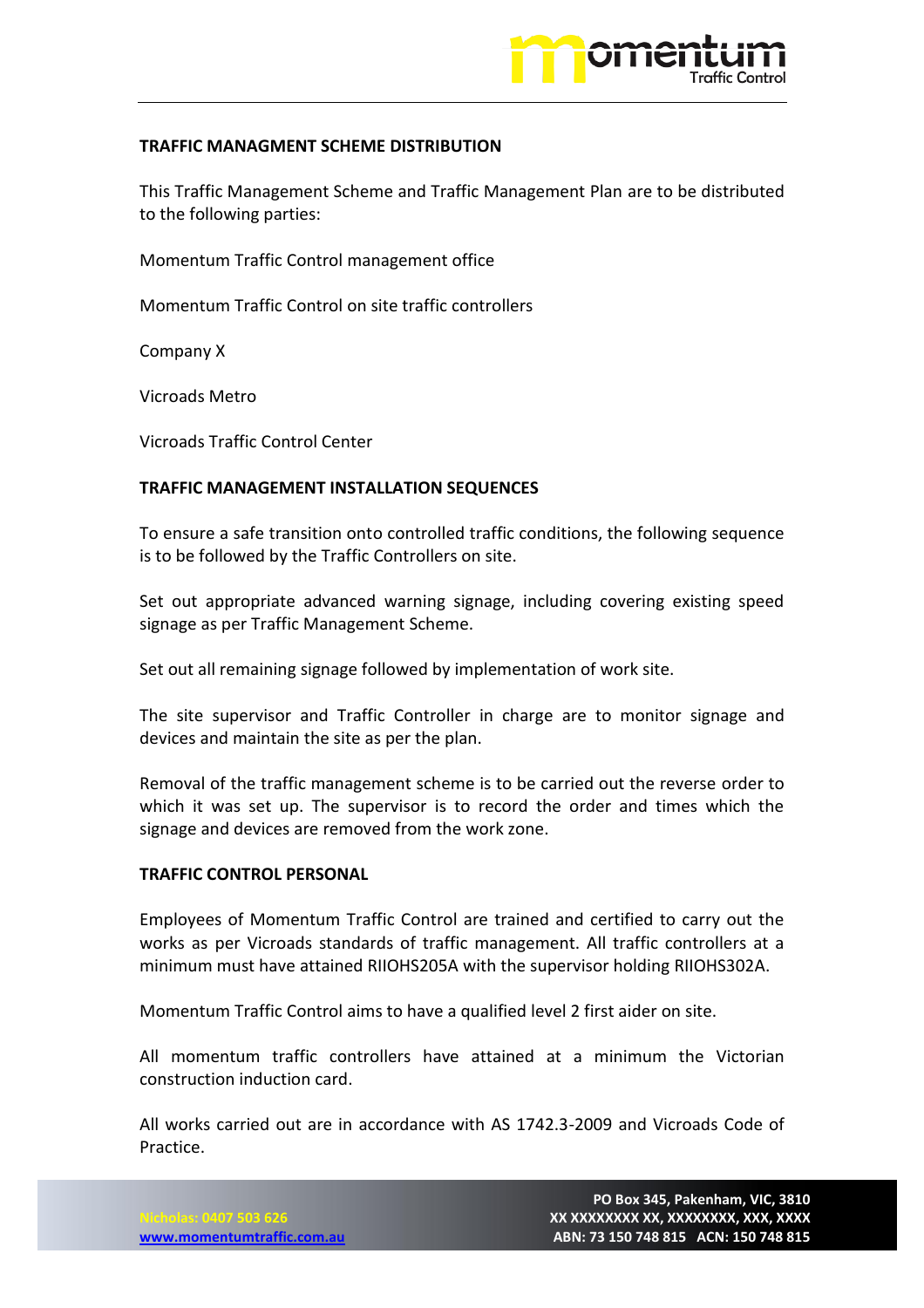**TRAFFIC MANAGMENT SCHEME DISTRIBUTION**

This Traffic Management Scheme and Traffic Management Plan are to be distributed to the following parties:

Momentum Traffic Control management office

Momentum Traffic Control on site traffic controllers

Company X

Vicroads Metro

Vicroads Traffic Control Center

**TRAFFIC MANAGEMENT INSTALLATION SEQUENCES**

To ensure a safe transition onto controlled traffic conditions, the following sequence is to be followed by the Traffic Controllers on site.

Set out appropriate advanced warning signage, including covering existing speed signage as per Traffic Management Scheme.

Set out all remaining signage followed by implementation of work site.

The site supervisor and Traffic Controller in charge are to monitor signage and devices and maintain the site as per the plan.

Removal of the traffic management scheme is to be carried out the reverse order to which it was set up. The supervisor is to record the order and times which the signage and devices are removed from the work zone.

**TRAFFIC CONTROL PERSONAL**

Employees of Momentum Traffic Control are trained and certified to carry out the works as per Vicroads standards of traffic management. All traffic controllers at a minimum must have attained RIIOHS205A with the supervisor holding RIIOHS302A.

Momentum Traffic Control aims to have a qualified level 2 first aider on site.

All momentum traffic controllers have attained at a minimum the Victorian construction induction card.

All works carried out are in accordance with AS 1742.3-2009 and Vicroads Code of Practice.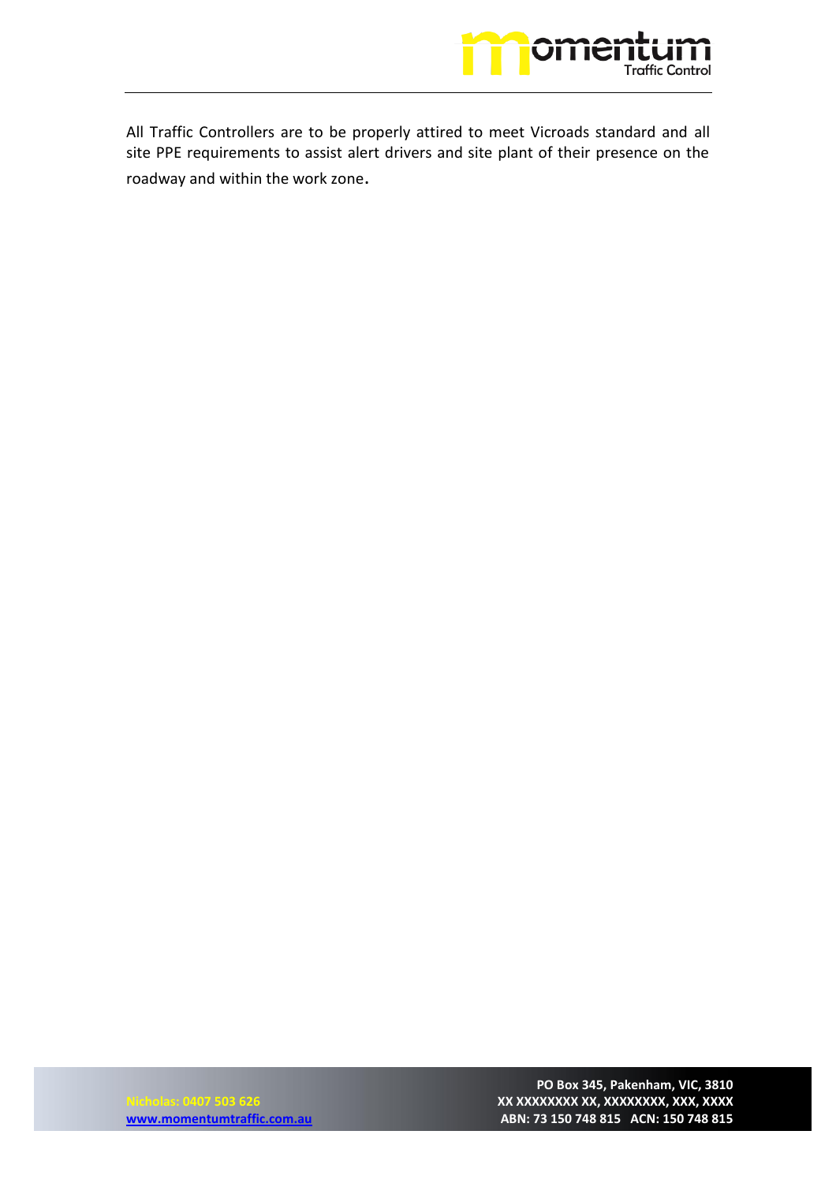All Traffic Controllers are to be properly attired to meet Vicroads standard and all site PPE requirements to assist alert drivers and site plant of their presence on the roadway and within the work zone.